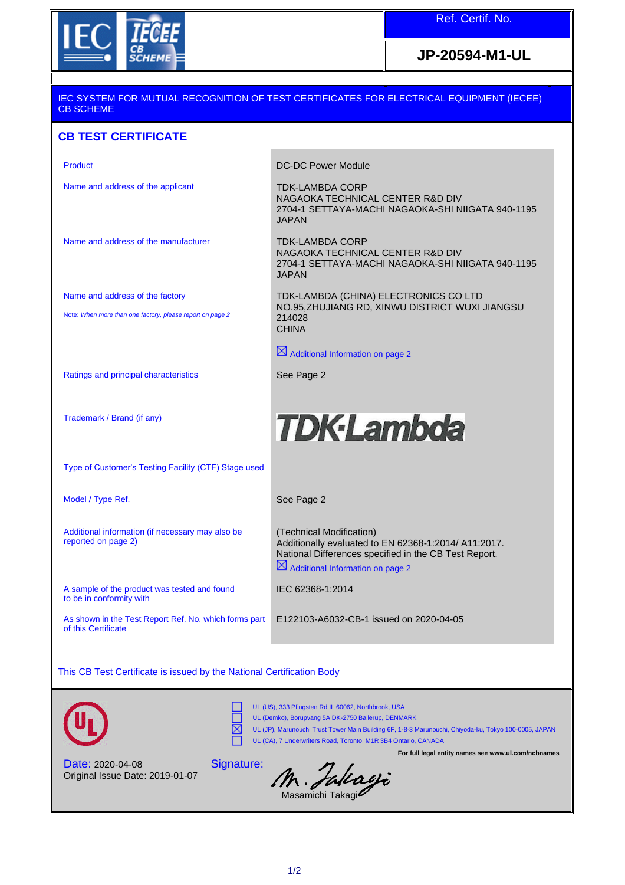IEC IECEE CB SCHEME

| Ref. Certif. No. |
| --- |
| **JP-20594-M1-UL** |

IEC SYSTEM FOR MUTUAL RECOGNITION OF TEST CERTIFICATES FOR ELECTRICAL EQUIPMENT (IECEE) CB SCHEME

## CB TEST CERTIFICATE

| | |
| --- | --- |
| Product | DC-DC Power Module |
| Name and address of the applicant | TDK-LAMBDA CORP<br>NAGAOKA TECHNICAL CENTER R&D DIV<br>2704-1 SETTAYA-MACHI NAGAOKA-SHI NIIGATA 940-1195<br>JAPAN |
| Name and address of the manufacturer | TDK-LAMBDA CORP<br>NAGAOKA TECHNICAL CENTER R&D DIV<br>2704-1 SETTAYA-MACHI NAGAOKA-SHI NIIGATA 940-1195<br>JAPAN |
| Name and address of the factory<br><br>Note: *When more than one factory, please report on page 2* | TDK-LAMBDA (CHINA) ELECTRONICS CO LTD<br>NO.95,ZHUJIANG RD, XINWU DISTRICT WUXI JIANGSU<br>214028<br>CHINA<br><br>☒ Additional Information on page 2 |
| Ratings and principal characteristics | See Page 2 |
| Trademark / Brand (if any) | TDK-Lambda |
| Type of Customer's Testing Facility (CTF) Stage used | |
| Model / Type Ref. | See Page 2 |
| Additional information (if necessary may also be reported on page 2) | (Technical Modification)<br>Additionally evaluated to EN 62368-1:2014/ A11:2017.<br>National Differences specified in the CB Test Report.<br>☒ Additional Information on page 2 |
| A sample of the product was tested and found to be in conformity with | IEC 62368-1:2014 |
| As shown in the Test Report Ref. No. which forms part of this Certificate | E122103-A6032-CB-1 issued on 2020-04-05 |

This CB Test Certificate is issued by the National Certification Body

UL

- ☐ UL (US), 333 Pfingsten Rd IL 60062, Northbrook, USA
- ☐ UL (Demko), Borupvang 5A DK-2750 Ballerup, DENMARK
- ☒ UL (JP), Marunouchi Trust Tower Main Building 6F, 1-8-3 Marunouchi, Chiyoda-ku, Tokyo 100-0005, JAPAN
- ☐ UL (CA), 7 Underwriters Road, Toronto, M1R 3B4 Ontario, CANADA

**For full legal entity names see www.ul.com/ncbnames**

Date: 2020-04-08
Original Issue Date: 2019-01-07

Signature:
Masamichi Takagi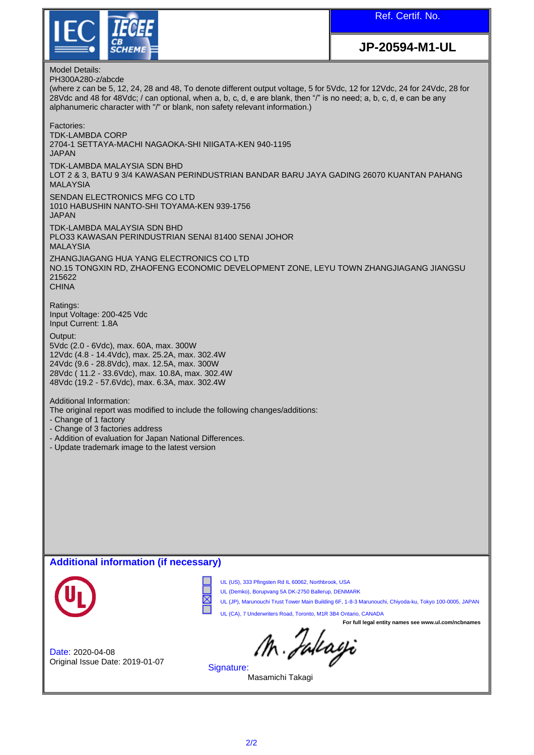Ref. Certif. No.

**JP-20594-M1-UL**

Model Details:
PH300A280-z/abcde
(where z can be 5, 12, 24, 28 and 48, To denote different output voltage, 5 for 5Vdc, 12 for 12Vdc, 24 for 24Vdc, 28 for 28Vdc and 48 for 48Vdc; / can optional, when a, b, c, d, e are blank, then "/" is no need; a, b, c, d, e can be any alphanumeric character with "/" or blank, non safety relevant information.)

Factories:
TDK-LAMBDA CORP
2704-1 SETTAYA-MACHI NAGAOKA-SHI NIIGATA-KEN 940-1195
JAPAN

TDK-LAMBDA MALAYSIA SDN BHD
LOT 2 & 3, BATU 9 3/4 KAWASAN PERINDUSTRIAN BANDAR BARU JAYA GADING 26070 KUANTAN PAHANG
MALAYSIA

SENDAN ELECTRONICS MFG CO LTD
1010 HABUSHIN NANTO-SHI TOYAMA-KEN 939-1756
JAPAN

TDK-LAMBDA MALAYSIA SDN BHD
PLO33 KAWASAN PERINDUSTRIAN SENAI 81400 SENAI JOHOR
MALAYSIA

ZHANGJIAGANG HUA YANG ELECTRONICS CO LTD
NO.15 TONGXIN RD, ZHAOFENG ECONOMIC DEVELOPMENT ZONE, LEYU TOWN ZHANGJIAGANG JIANGSU
215622
CHINA

Ratings:
Input Voltage: 200-425 Vdc
Input Current: 1.8A

Output:
5Vdc (2.0 - 6Vdc), max. 60A, max. 300W
12Vdc (4.8 - 14.4Vdc), max. 25.2A, max. 302.4W
24Vdc (9.6 - 28.8Vdc), max. 12.5A, max. 300W
28Vdc ( 11.2 - 33.6Vdc), max. 10.8A, max. 302.4W
48Vdc (19.2 - 57.6Vdc), max. 6.3A, max. 302.4W

Additional Information:
The original report was modified to include the following changes/additions:
- Change of 1 factory
- Change of 3 factories address
- Addition of evaluation for Japan National Differences.
- Update trademark image to the latest version

## Additional information (if necessary)

- ☐ UL (US), 333 Pfingsten Rd IL 60062, Northbrook, USA
- ☐ UL (Demko), Borupvang 5A DK-2750 Ballerup, DENMARK
- ☒ UL (JP), Marunouchi Trust Tower Main Building 6F, 1-8-3 Marunouchi, Chiyoda-ku, Tokyo 100-0005, JAPAN
- ☐ UL (CA), 7 Underwriters Road, Toronto, M1R 3B4 Ontario, CANADA

**For full legal entity names see www.ul.com/ncbnames**

Date: 2020-04-08
Original Issue Date: 2019-01-07

Signature:
Masamichi Takagi